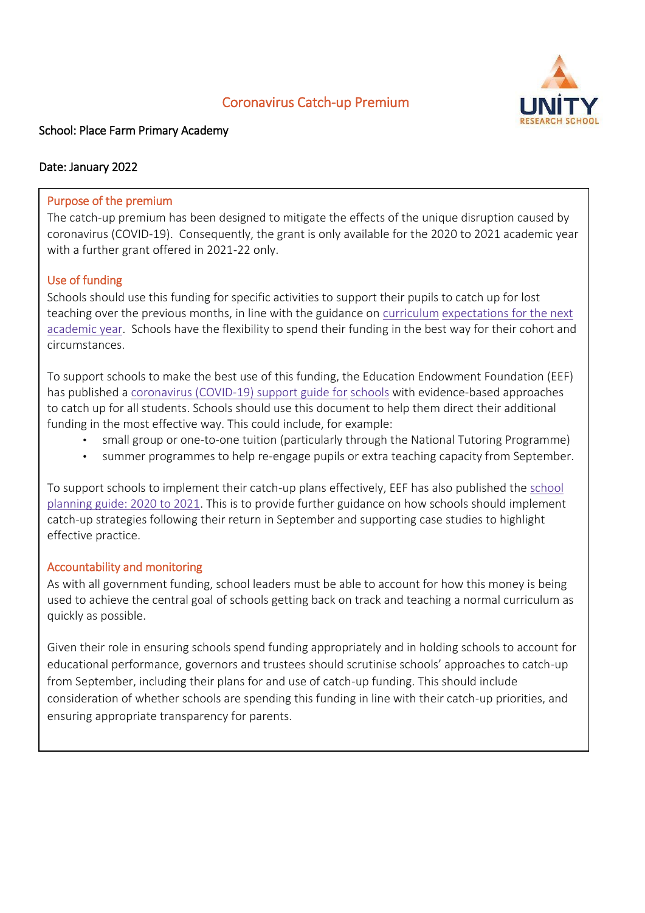# Coronavirus Catch-up Premium

School: Place Farm Primary Academy

Date: January 2022

## Purpose of the premium

The catch-up premium has been designed to mitigate the effects of the unique disruption caused by coronavirus (COVID-19). Consequently, the grant is only available for the 2020 to 2021 academic year with a further grant offered in 2021-22 only.

## Use of funding

Schools should use this funding for specific activities to support their pupils to catch up for lost teaching over the previous months, in line with the guidance on curriculum expectations for the next academic year. Schools have the flexibility to spend their funding in the best way for their cohort and circumstances.

To support schools to make the best use of this funding, the Education Endowment Foundation (EEF) has published a coronavirus (COVID-19) support guide for schools with evidence-based approaches to catch up for all students. Schools should use this document to help them direct their additional funding in the most effective way. This could include, for example:

- small group or one-to-one tuition (particularly through the National Tutoring Programme)
- summer programmes to help re-engage pupils or extra teaching capacity from September.

To support schools to implement their catch-up plans effectively, EEF has also published the school planning guide: 2020 to 2021. This is to provide further guidance on how schools should implement catch-up strategies following their return in September and supporting case studies to highlight effective practice.

## Accountability and monitoring

As with all government funding, school leaders must be able to account for how this money is being used to achieve the central goal of schools getting back on track and teaching a normal curriculum as quickly as possible.

Given their role in ensuring schools spend funding appropriately and in holding schools to account for educational performance, governors and trustees should scrutinise schools' approaches to catch-up from September, including their plans for and use of catch-up funding. This should include consideration of whether schools are spending this funding in line with their catch-up priorities, and ensuring appropriate transparency for parents.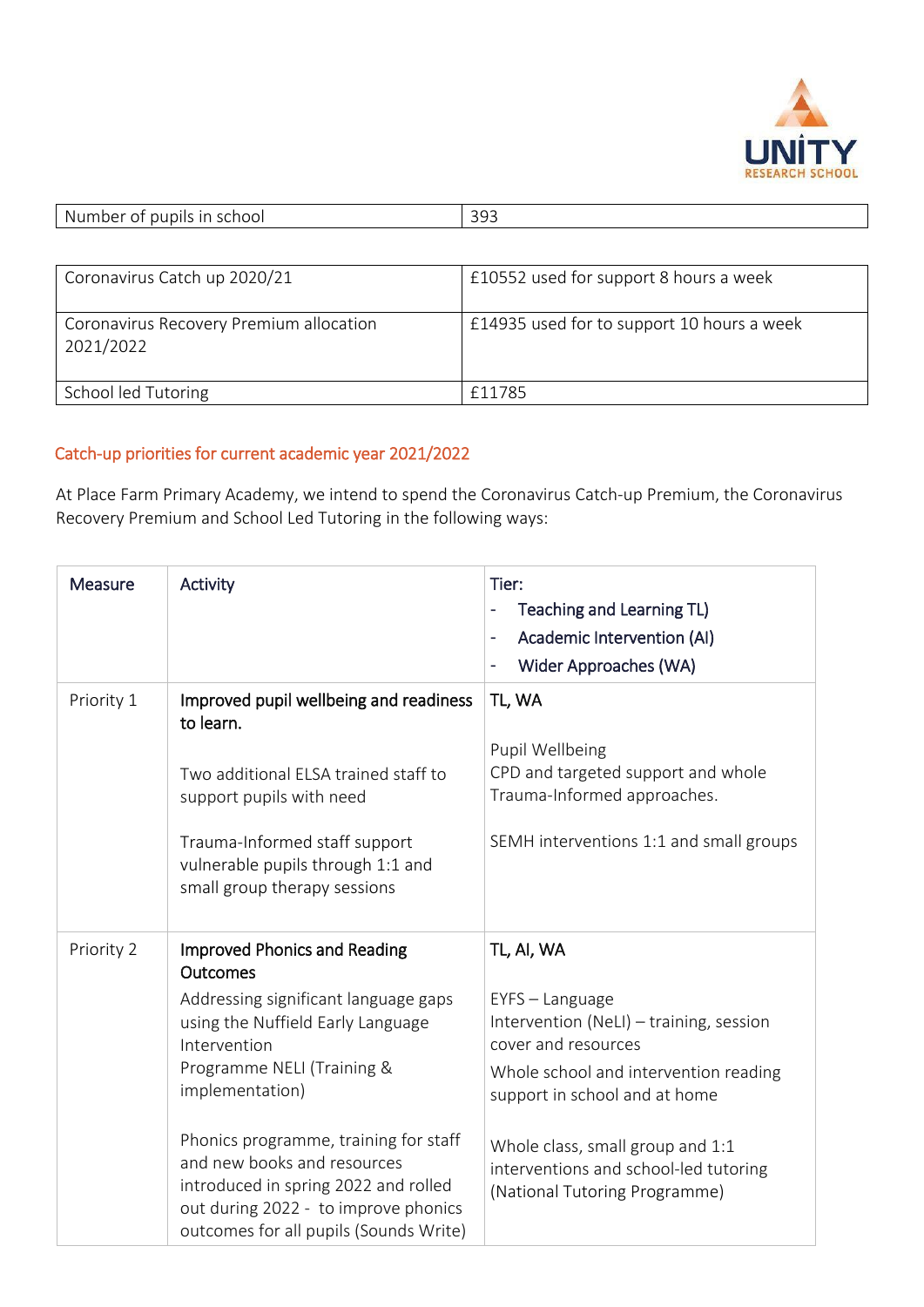| Number of pupils in school | 393 |
|---|---|

| Coronavirus Catch up 2020/21 | £10552 used for support 8 hours a week |
|---|---|
| Coronavirus Recovery Premium allocation 2021/2022 | £14935 used for to support 10 hours a week |
| School led Tutoring | £11785 |

## Catch-up priorities for current academic year 2021/2022

At Place Farm Primary Academy, we intend to spend the Coronavirus Catch-up Premium, the Coronavirus Recovery Premium and School Led Tutoring in the following ways:

| Measure | Activity | Tier:<br>- Teaching and Learning TL)<br>- Academic Intervention (AI)<br>- Wider Approaches (WA) |
|---|---|---|
| Priority 1 | **Improved pupil wellbeing and readiness to learn.**<br><br>Two additional ELSA trained staff to support pupils with need<br><br>Trauma-Informed staff support vulnerable pupils through 1:1 and small group therapy sessions | **TL, WA**<br><br>Pupil Wellbeing<br>CPD and targeted support and whole Trauma-Informed approaches.<br><br>SEMH interventions 1:1 and small groups |
| Priority 2 | **Improved Phonics and Reading Outcomes**<br>Addressing significant language gaps using the Nuffield Early Language Intervention Programme NELI (Training & implementation)<br><br>Phonics programme, training for staff and new books and resources introduced in spring 2022 and rolled out during 2022 - to improve phonics outcomes for all pupils (Sounds Write) | **TL, AI, WA**<br><br>EYFS – Language Intervention (NeLI) – training, session cover and resources<br>Whole school and intervention reading support in school and at home<br><br>Whole class, small group and 1:1 interventions and school-led tutoring (National Tutoring Programme) |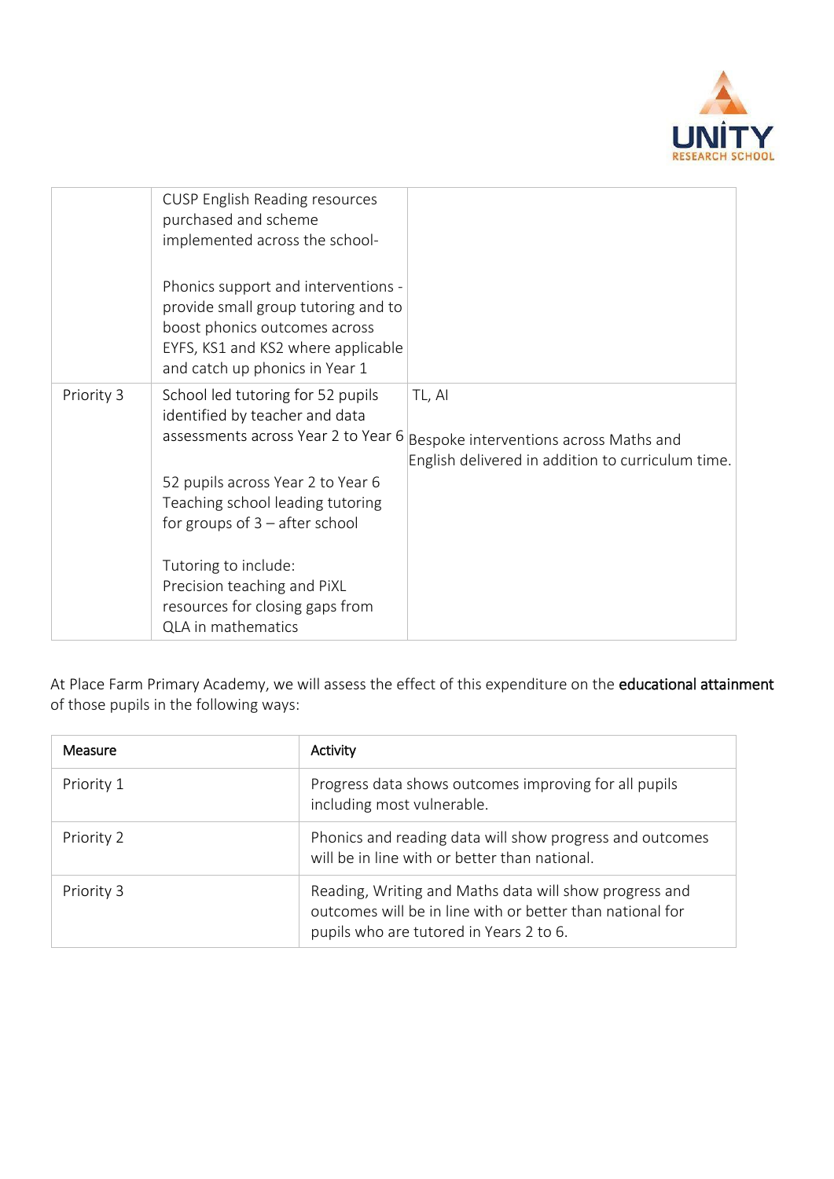| | | |
|---|---|---|
| | CUSP English Reading resources purchased and scheme implemented across the school-<br><br>Phonics support and interventions - provide small group tutoring and to boost phonics outcomes across EYFS, KS1 and KS2 where applicable and catch up phonics in Year 1 | |
| Priority 3 | School led tutoring for 52 pupils identified by teacher and data assessments across Year 2 to Year 6<br><br>52 pupils across Year 2 to Year 6 Teaching school leading tutoring for groups of 3 – after school<br><br>Tutoring to include:<br>Precision teaching and PiXL resources for closing gaps from QLA in mathematics | TL, AI<br><br>Bespoke interventions across Maths and English delivered in addition to curriculum time. |

At Place Farm Primary Academy, we will assess the effect of this expenditure on the **educational attainment** of those pupils in the following ways:

| Measure | Activity |
|---|---|
| Priority 1 | Progress data shows outcomes improving for all pupils including most vulnerable. |
| Priority 2 | Phonics and reading data will show progress and outcomes will be in line with or better than national. |
| Priority 3 | Reading, Writing and Maths data will show progress and outcomes will be in line with or better than national for pupils who are tutored in Years 2 to 6. |